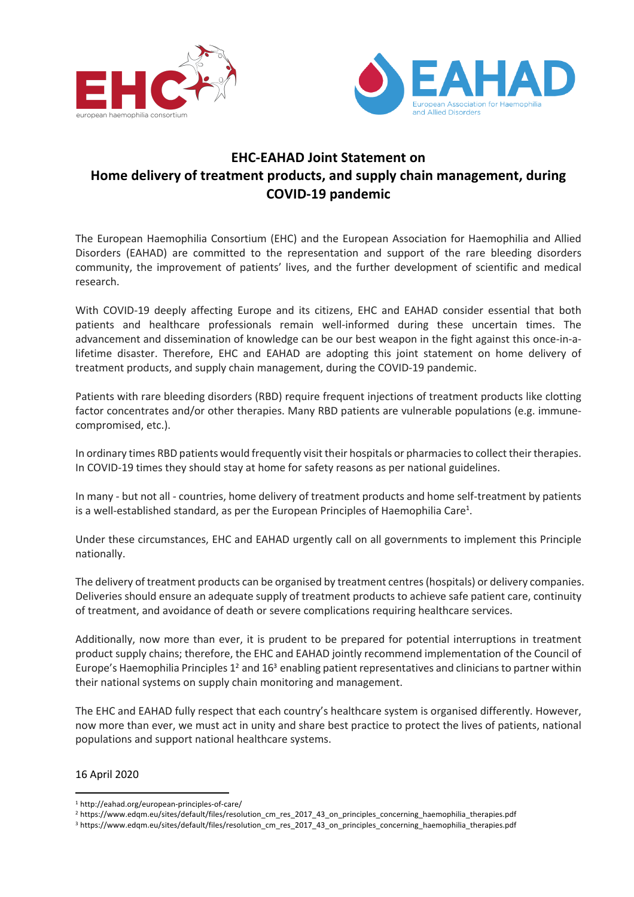# EHC-EAHAD Joint Statement on Home delivery of treatment products, and supply chain management, during COVID-19 pandemic

The European Haemophilia Consortium (EHC) and the European Association for Haemophilia and Allied Disorders (EAHAD) are committed to the representation and support of the rare bleeding disorders community, the improvement of patients' lives, and the further development of scientific and medical research.

With COVID-19 deeply affecting Europe and its citizens, EHC and EAHAD consider essential that both patients and healthcare professionals remain well-informed during these uncertain times. The advancement and dissemination of knowledge can be our best weapon in the fight against this once-in-a-lifetime disaster. Therefore, EHC and EAHAD are adopting this joint statement on home delivery of treatment products, and supply chain management, during the COVID-19 pandemic.

Patients with rare bleeding disorders (RBD) require frequent injections of treatment products like clotting factor concentrates and/or other therapies. Many RBD patients are vulnerable populations (e.g. immune-compromised, etc.).

In ordinary times RBD patients would frequently visit their hospitals or pharmacies to collect their therapies. In COVID-19 times they should stay at home for safety reasons as per national guidelines.

In many - but not all - countries, home delivery of treatment products and home self-treatment by patients is a well-established standard, as per the European Principles of Haemophilia Care[1].

Under these circumstances, EHC and EAHAD urgently call on all governments to implement this Principle nationally.

The delivery of treatment products can be organised by treatment centres (hospitals) or delivery companies. Deliveries should ensure an adequate supply of treatment products to achieve safe patient care, continuity of treatment, and avoidance of death or severe complications requiring healthcare services.

Additionally, now more than ever, it is prudent to be prepared for potential interruptions in treatment product supply chains; therefore, the EHC and EAHAD jointly recommend implementation of the Council of Europe's Haemophilia Principles 1[2] and 16[3] enabling patient representatives and clinicians to partner within their national systems on supply chain monitoring and management.

The EHC and EAHAD fully respect that each country's healthcare system is organised differently. However, now more than ever, we must act in unity and share best practice to protect the lives of patients, national populations and support national healthcare systems.

16 April 2020

---

[1] http://eahad.org/european-principles-of-care/

[2] https://www.edqm.eu/sites/default/files/resolution_cm_res_2017_43_on_principles_concerning_haemophilia_therapies.pdf

[3] https://www.edqm.eu/sites/default/files/resolution_cm_res_2017_43_on_principles_concerning_haemophilia_therapies.pdf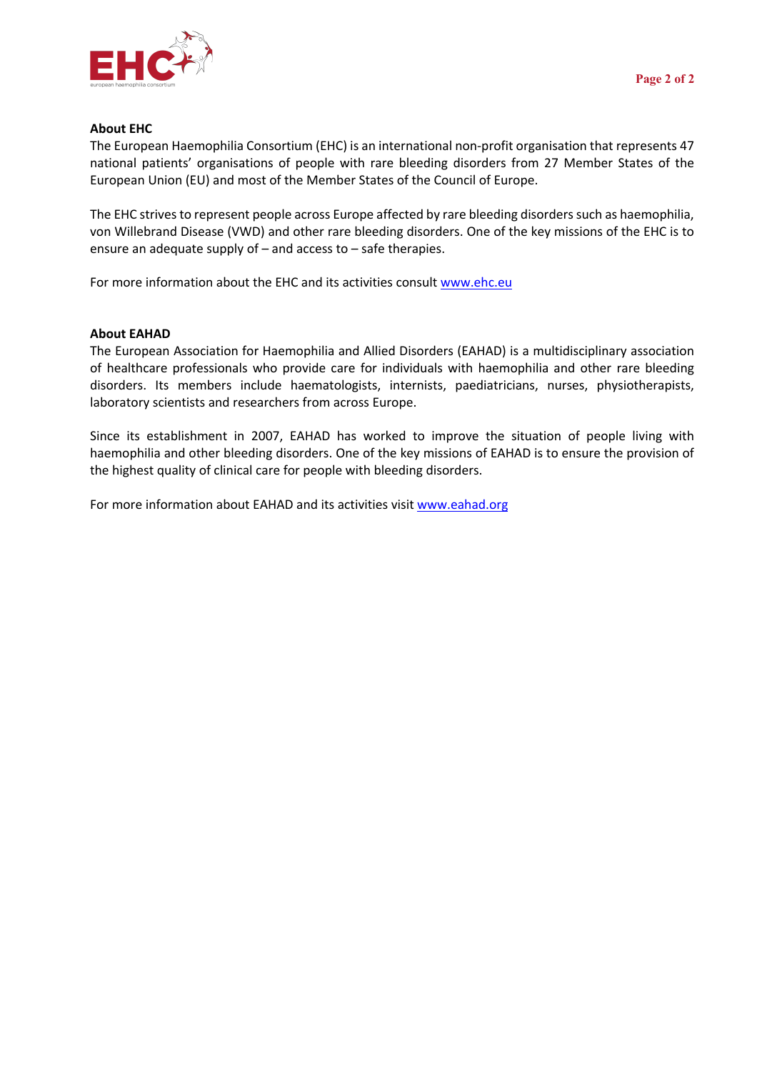**About EHC**

The European Haemophilia Consortium (EHC) is an international non-profit organisation that represents 47 national patients' organisations of people with rare bleeding disorders from 27 Member States of the European Union (EU) and most of the Member States of the Council of Europe.

The EHC strives to represent people across Europe affected by rare bleeding disorders such as haemophilia, von Willebrand Disease (VWD) and other rare bleeding disorders. One of the key missions of the EHC is to ensure an adequate supply of – and access to – safe therapies.

For more information about the EHC and its activities consult www.ehc.eu

**About EAHAD**

The European Association for Haemophilia and Allied Disorders (EAHAD) is a multidisciplinary association of healthcare professionals who provide care for individuals with haemophilia and other rare bleeding disorders. Its members include haematologists, internists, paediatricians, nurses, physiotherapists, laboratory scientists and researchers from across Europe.

Since its establishment in 2007, EAHAD has worked to improve the situation of people living with haemophilia and other bleeding disorders. One of the key missions of EAHAD is to ensure the provision of the highest quality of clinical care for people with bleeding disorders.

For more information about EAHAD and its activities visit www.eahad.org